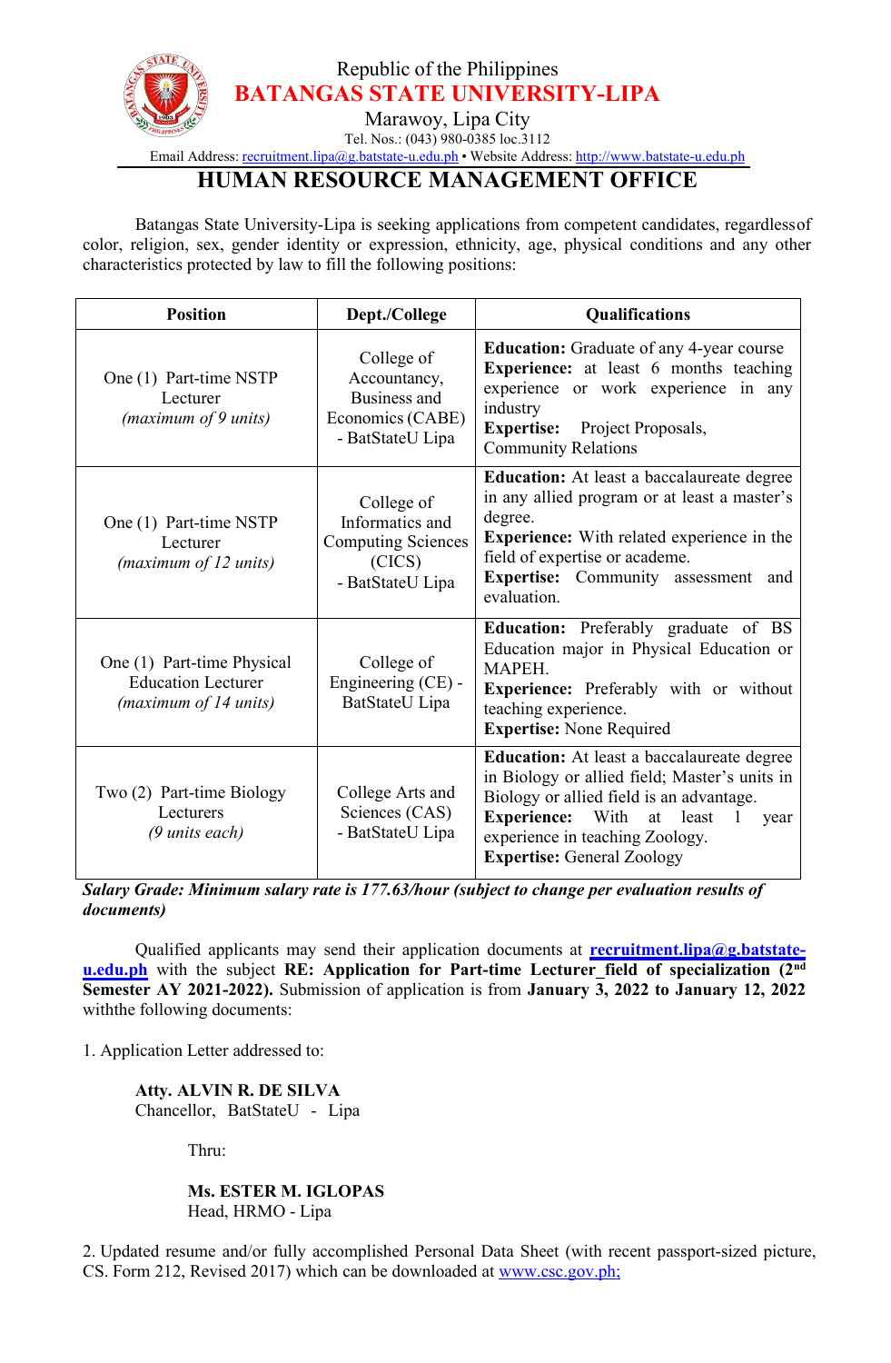Republic of the Philippines

**BATANGAS STATE UNIVERSITY-LIPA**

Marawoy, Lipa City

Tel. Nos.: (043) 980-0385 loc.3112

Email Address: recruitment.lipa@g.batstate-u.edu.ph • Website Address: http://www.batstate-u.edu.ph

# HUMAN RESOURCE MANAGEMENT OFFICE

Batangas State University-Lipa is seeking applications from competent candidates, regardlessof color, religion, sex, gender identity or expression, ethnicity, age, physical conditions and any other characteristics protected by law to fill the following positions:

| Position | Dept./College | Qualifications |
|---|---|---|
| One (1) Part-time NSTP Lecturer *(maximum of 9 units)* | College of Accountancy, Business and Economics (CABE) - BatStateU Lipa | **Education:** Graduate of any 4-year course<br>**Experience:** at least 6 months teaching experience or work experience in any industry<br>**Expertise:** Project Proposals, Community Relations |
| One (1) Part-time NSTP Lecturer *(maximum of 12 units)* | College of Informatics and Computing Sciences (CICS) - BatStateU Lipa | **Education:** At least a baccalaureate degree in any allied program or at least a master's degree.<br>**Experience:** With related experience in the field of expertise or academe.<br>**Expertise:** Community assessment and evaluation. |
| One (1) Part-time Physical Education Lecturer *(maximum of 14 units)* | College of Engineering (CE) - BatStateU Lipa | **Education:** Preferably graduate of BS Education major in Physical Education or MAPEH.<br>**Experience:** Preferably with or without teaching experience.<br>**Expertise:** None Required |
| Two (2) Part-time Biology Lecturers *(9 units each)* | College Arts and Sciences (CAS) - BatStateU Lipa | **Education:** At least a baccalaureate degree in Biology or allied field; Master's units in Biology or allied field is an advantage.<br>**Experience:** With at least 1 year experience in teaching Zoology.<br>**Expertise:** General Zoology |

***Salary Grade: Minimum salary rate is 177.63/hour (subject to change per evaluation results of documents)***

Qualified applicants may send their application documents at **recruitment.lipa@g.batstate-u.edu.ph** with the subject **RE: Application for Part-time Lecturer_field of specialization (2nd Semester AY 2021-2022).** Submission of application is from **January 3, 2022 to January 12, 2022** withthe following documents:

1. Application Letter addressed to:

   **Atty. ALVIN R. DE SILVA**
   Chancellor, BatStateU - Lipa

   Thru:

   **Ms. ESTER M. IGLOPAS**
   Head, HRMO - Lipa

2. Updated resume and/or fully accomplished Personal Data Sheet (with recent passport-sized picture, CS. Form 212, Revised 2017) which can be downloaded at www.csc.gov.ph;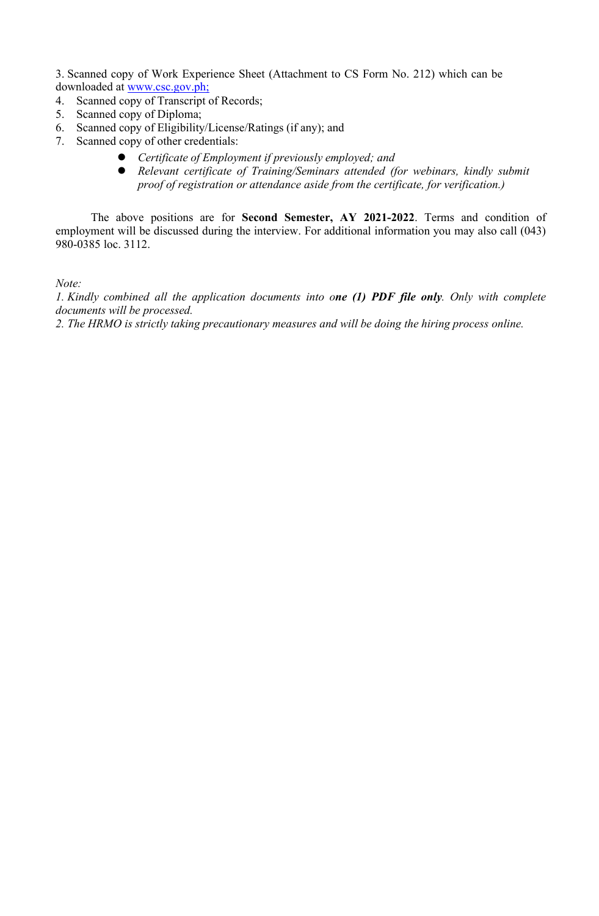3. Scanned copy of Work Experience Sheet (Attachment to CS Form No. 212) which can be downloaded at [www.csc.gov.ph;](http://www.csc.gov.ph)
4. Scanned copy of Transcript of Records;
5. Scanned copy of Diploma;
6. Scanned copy of Eligibility/License/Ratings (if any); and
7. Scanned copy of other credentials:
   - *Certificate of Employment if previously employed; and*
   - *Relevant certificate of Training/Seminars attended (for webinars, kindly submit proof of registration or attendance aside from the certificate, for verification.)*

The above positions are for **Second Semester, AY 2021-2022**. Terms and condition of employment will be discussed during the interview. For additional information you may also call (043) 980-0385 loc. 3112.

*Note:*

*1. Kindly combined all the application documents into o**ne (1) PDF file only**. Only with complete documents will be processed.*

*2. The HRMO is strictly taking precautionary measures and will be doing the hiring process online.*